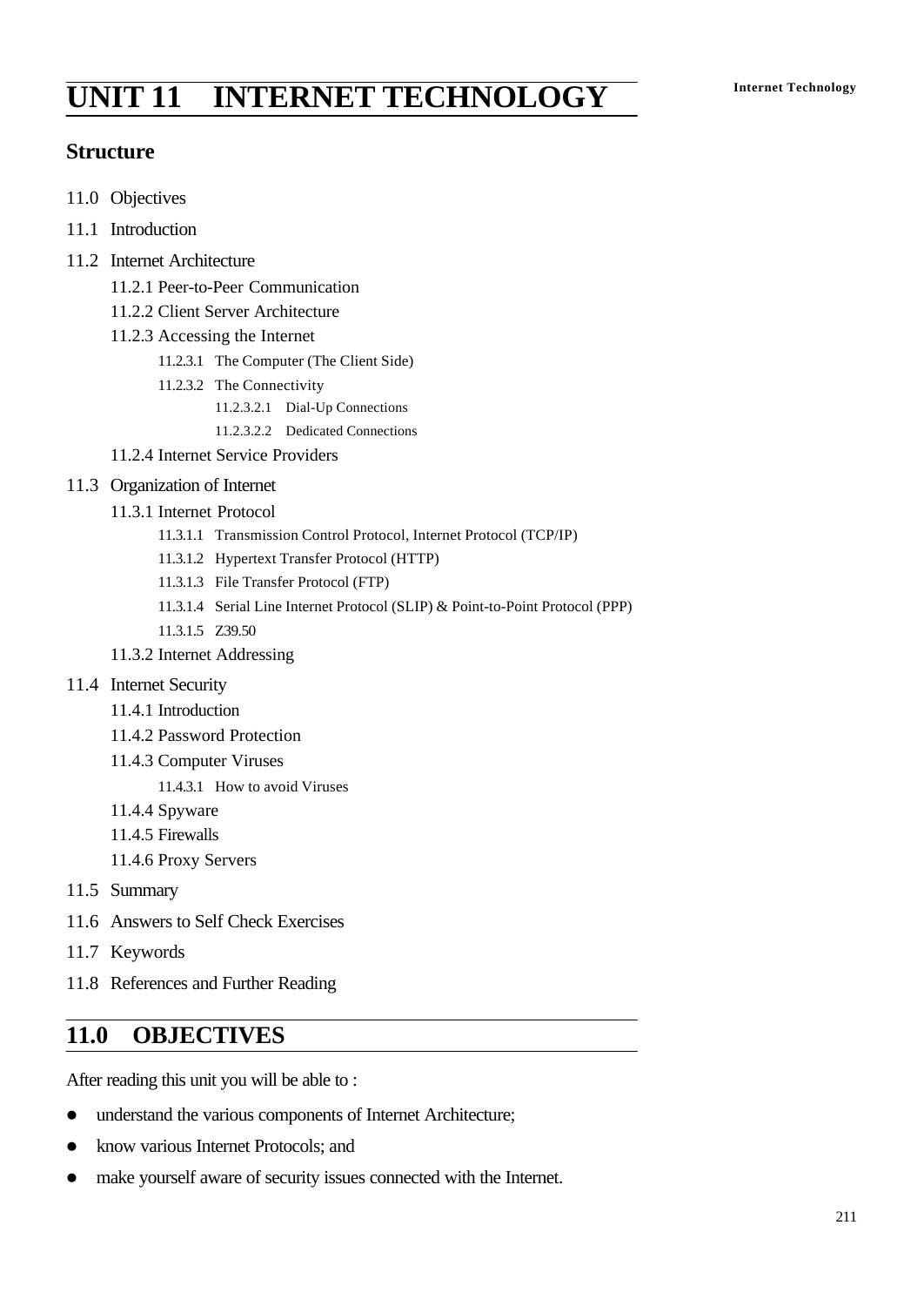# UNIT 11 INTERNET TECHNOLOGY

## Structure

- 11.0 Objectives
- 11.1 Introduction
- 11.2 Internet Architecture
  - 11.2.1 Peer-to-Peer Communication
  - 11.2.2 Client Server Architecture
  - 11.2.3 Accessing the Internet
    - 11.2.3.1 The Computer (The Client Side)
    - 11.2.3.2 The Connectivity
      - 11.2.3.2.1 Dial-Up Connections
      - 11.2.3.2.2 Dedicated Connections
  - 11.2.4 Internet Service Providers
- 11.3 Organization of Internet
  - 11.3.1 Internet Protocol
    - 11.3.1.1 Transmission Control Protocol, Internet Protocol (TCP/IP)
    - 11.3.1.2 Hypertext Transfer Protocol (HTTP)
    - 11.3.1.3 File Transfer Protocol (FTP)
    - 11.3.1.4 Serial Line Internet Protocol (SLIP) & Point-to-Point Protocol (PPP)
    - 11.3.1.5 Z39.50
  - 11.3.2 Internet Addressing
- 11.4 Internet Security
  - 11.4.1 Introduction
  - 11.4.2 Password Protection
  - 11.4.3 Computer Viruses
    - 11.4.3.1 How to avoid Viruses
  - 11.4.4 Spyware
  - 11.4.5 Firewalls
  - 11.4.6 Proxy Servers
- 11.5 Summary
- 11.6 Answers to Self Check Exercises
- 11.7 Keywords
- 11.8 References and Further Reading

## 11.0 OBJECTIVES

After reading this unit you will be able to :

- understand the various components of Internet Architecture;
- know various Internet Protocols; and
- make yourself aware of security issues connected with the Internet.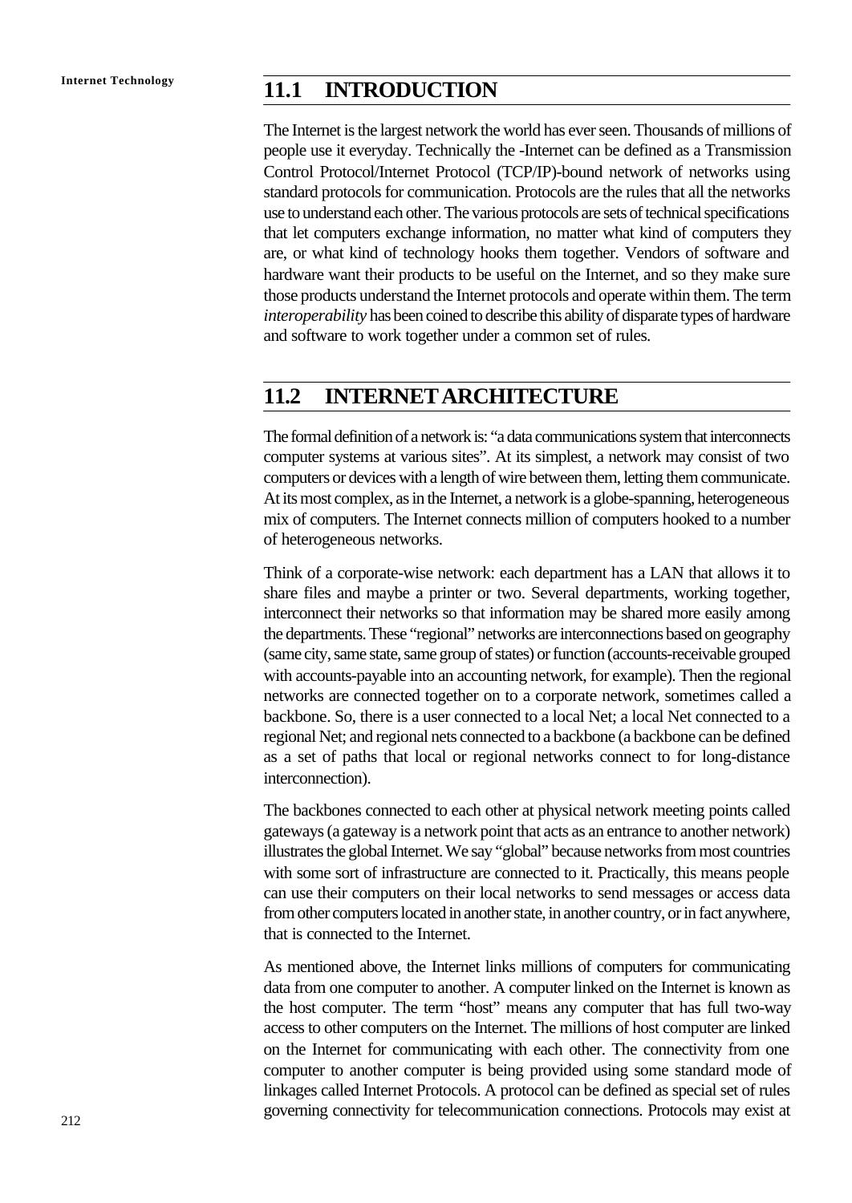## 11.1 INTRODUCTION

The Internet is the largest network the world has ever seen. Thousands of millions of people use it everyday. Technically the -Internet can be defined as a Transmission Control Protocol/Internet Protocol (TCP/IP)-bound network of networks using standard protocols for communication. Protocols are the rules that all the networks use to understand each other. The various protocols are sets of technical specifications that let computers exchange information, no matter what kind of computers they are, or what kind of technology hooks them together. Vendors of software and hardware want their products to be useful on the Internet, and so they make sure those products understand the Internet protocols and operate within them. The term *interoperability* has been coined to describe this ability of disparate types of hardware and software to work together under a common set of rules.

## 11.2 INTERNET ARCHITECTURE

The formal definition of a network is: "a data communications system that interconnects computer systems at various sites". At its simplest, a network may consist of two computers or devices with a length of wire between them, letting them communicate. At its most complex, as in the Internet, a network is a globe-spanning, heterogeneous mix of computers. The Internet connects million of computers hooked to a number of heterogeneous networks.

Think of a corporate-wise network: each department has a LAN that allows it to share files and maybe a printer or two. Several departments, working together, interconnect their networks so that information may be shared more easily among the departments. These "regional" networks are interconnections based on geography (same city, same state, same group of states) or function (accounts-receivable grouped with accounts-payable into an accounting network, for example). Then the regional networks are connected together on to a corporate network, sometimes called a backbone. So, there is a user connected to a local Net; a local Net connected to a regional Net; and regional nets connected to a backbone (a backbone can be defined as a set of paths that local or regional networks connect to for long-distance interconnection).

The backbones connected to each other at physical network meeting points called gateways (a gateway is a network point that acts as an entrance to another network) illustrates the global Internet. We say "global" because networks from most countries with some sort of infrastructure are connected to it. Practically, this means people can use their computers on their local networks to send messages or access data from other computers located in another state, in another country, or in fact anywhere, that is connected to the Internet.

As mentioned above, the Internet links millions of computers for communicating data from one computer to another. A computer linked on the Internet is known as the host computer. The term "host" means any computer that has full two-way access to other computers on the Internet. The millions of host computer are linked on the Internet for communicating with each other. The connectivity from one computer to another computer is being provided using some standard mode of linkages called Internet Protocols. A protocol can be defined as special set of rules governing connectivity for telecommunication connections. Protocols may exist at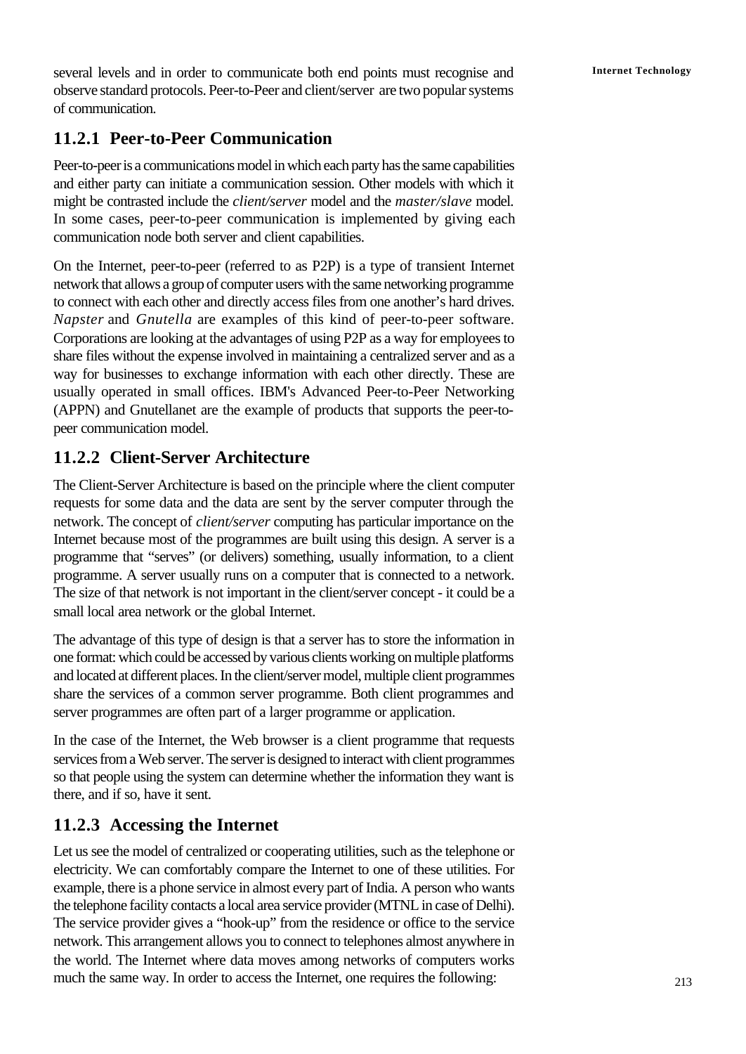several levels and in order to communicate both end points must recognise and observe standard protocols. Peer-to-Peer and client/server are two popular systems of communication.

### 11.2.1 Peer-to-Peer Communication

Peer-to-peer is a communications model in which each party has the same capabilities and either party can initiate a communication session. Other models with which it might be contrasted include the *client/server* model and the *master/slave* model. In some cases, peer-to-peer communication is implemented by giving each communication node both server and client capabilities.

On the Internet, peer-to-peer (referred to as P2P) is a type of transient Internet network that allows a group of computer users with the same networking programme to connect with each other and directly access files from one another's hard drives. *Napster* and *Gnutella* are examples of this kind of peer-to-peer software. Corporations are looking at the advantages of using P2P as a way for employees to share files without the expense involved in maintaining a centralized server and as a way for businesses to exchange information with each other directly. These are usually operated in small offices. IBM's Advanced Peer-to-Peer Networking (APPN) and Gnutellanet are the example of products that supports the peer-to-peer communication model.

### 11.2.2 Client-Server Architecture

The Client-Server Architecture is based on the principle where the client computer requests for some data and the data are sent by the server computer through the network. The concept of *client/server* computing has particular importance on the Internet because most of the programmes are built using this design. A server is a programme that "serves" (or delivers) something, usually information, to a client programme. A server usually runs on a computer that is connected to a network. The size of that network is not important in the client/server concept - it could be a small local area network or the global Internet.

The advantage of this type of design is that a server has to store the information in one format: which could be accessed by various clients working on multiple platforms and located at different places. In the client/server model, multiple client programmes share the services of a common server programme. Both client programmes and server programmes are often part of a larger programme or application.

In the case of the Internet, the Web browser is a client programme that requests services from a Web server. The server is designed to interact with client programmes so that people using the system can determine whether the information they want is there, and if so, have it sent.

### 11.2.3 Accessing the Internet

Let us see the model of centralized or cooperating utilities, such as the telephone or electricity. We can comfortably compare the Internet to one of these utilities. For example, there is a phone service in almost every part of India. A person who wants the telephone facility contacts a local area service provider (MTNL in case of Delhi). The service provider gives a "hook-up" from the residence or office to the service network. This arrangement allows you to connect to telephones almost anywhere in the world. The Internet where data moves among networks of computers works much the same way. In order to access the Internet, one requires the following: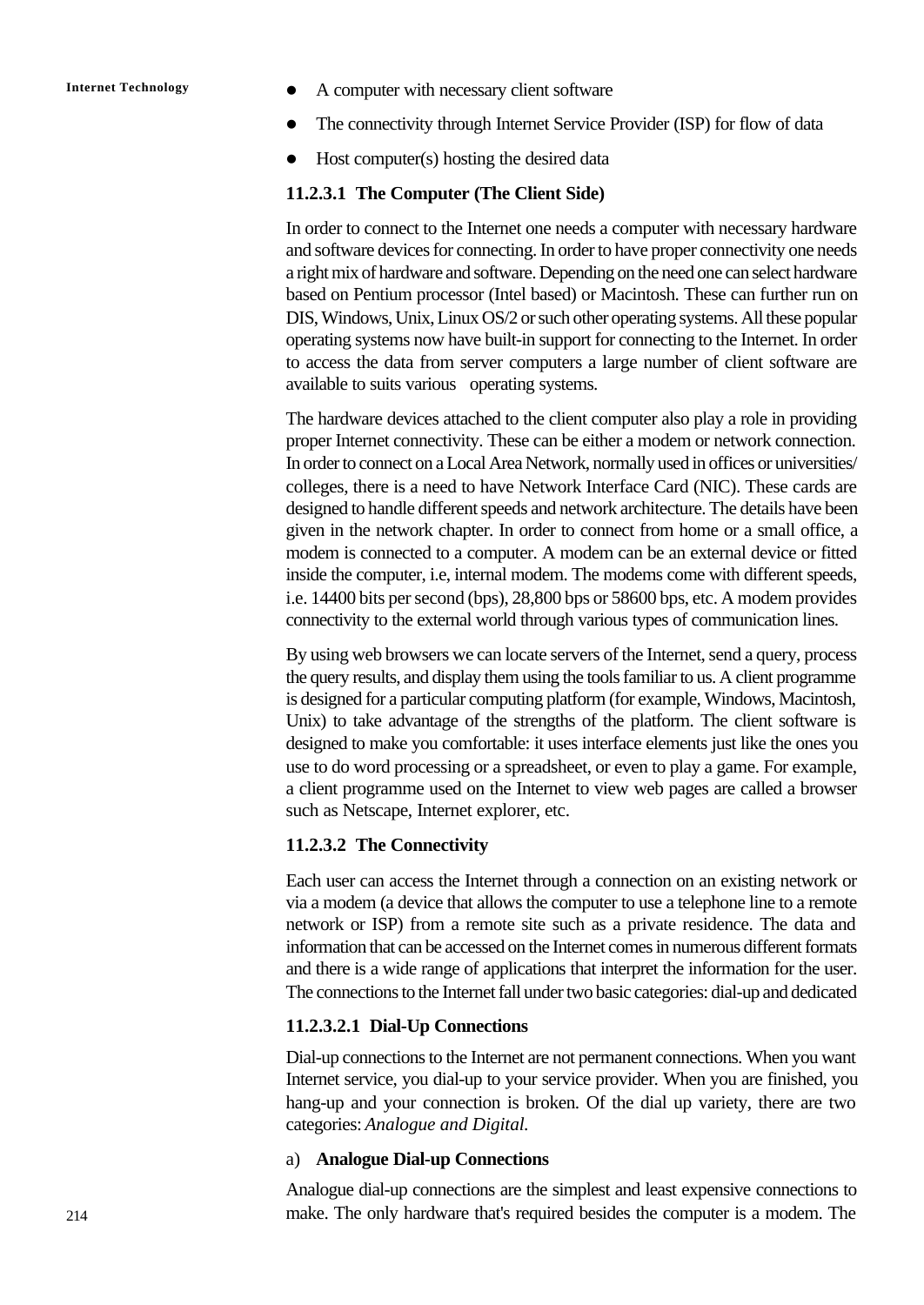- A computer with necessary client software
- The connectivity through Internet Service Provider (ISP) for flow of data
- Host computer(s) hosting the desired data

#### 11.2.3.1 The Computer (The Client Side)

In order to connect to the Internet one needs a computer with necessary hardware and software devices for connecting. In order to have proper connectivity one needs a right mix of hardware and software. Depending on the need one can select hardware based on Pentium processor (Intel based) or Macintosh. These can further run on DIS, Windows, Unix, Linux OS/2 or such other operating systems. All these popular operating systems now have built-in support for connecting to the Internet. In order to access the data from server computers a large number of client software are available to suits various operating systems.

The hardware devices attached to the client computer also play a role in providing proper Internet connectivity. These can be either a modem or network connection. In order to connect on a Local Area Network, normally used in offices or universities/ colleges, there is a need to have Network Interface Card (NIC). These cards are designed to handle different speeds and network architecture. The details have been given in the network chapter. In order to connect from home or a small office, a modem is connected to a computer. A modem can be an external device or fitted inside the computer, i.e, internal modem. The modems come with different speeds, i.e. 14400 bits per second (bps), 28,800 bps or 58600 bps, etc. A modem provides connectivity to the external world through various types of communication lines.

By using web browsers we can locate servers of the Internet, send a query, process the query results, and display them using the tools familiar to us. A client programme is designed for a particular computing platform (for example, Windows, Macintosh, Unix) to take advantage of the strengths of the platform. The client software is designed to make you comfortable: it uses interface elements just like the ones you use to do word processing or a spreadsheet, or even to play a game. For example, a client programme used on the Internet to view web pages are called a browser such as Netscape, Internet explorer, etc.

#### 11.2.3.2 The Connectivity

Each user can access the Internet through a connection on an existing network or via a modem (a device that allows the computer to use a telephone line to a remote network or ISP) from a remote site such as a private residence. The data and information that can be accessed on the Internet comes in numerous different formats and there is a wide range of applications that interpret the information for the user. The connections to the Internet fall under two basic categories: dial-up and dedicated

##### 11.2.3.2.1 Dial-Up Connections

Dial-up connections to the Internet are not permanent connections. When you want Internet service, you dial-up to your service provider. When you are finished, you hang-up and your connection is broken. Of the dial up variety, there are two categories: *Analogue and Digital.*

a) **Analogue Dial-up Connections**

Analogue dial-up connections are the simplest and least expensive connections to make. The only hardware that's required besides the computer is a modem. The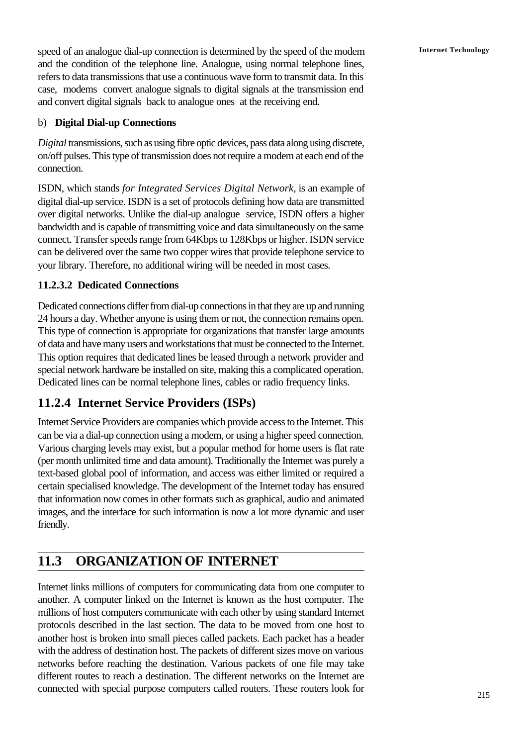speed of an analogue dial-up connection is determined by the speed of the modem and the condition of the telephone line. Analogue, using normal telephone lines, refers to data transmissions that use a continuous wave form to transmit data. In this case, modems convert analogue signals to digital signals at the transmission end and convert digital signals back to analogue ones at the receiving end.

b) **Digital Dial-up Connections**

*Digital* transmissions, such as using fibre optic devices, pass data along using discrete, on/off pulses. This type of transmission does not require a modem at each end of the connection.

ISDN, which stands *for Integrated Services Digital Network,* is an example of digital dial-up service. ISDN is a set of protocols defining how data are transmitted over digital networks. Unlike the dial-up analogue service, ISDN offers a higher bandwidth and is capable of transmitting voice and data simultaneously on the same connect. Transfer speeds range from 64Kbps to 128Kbps or higher. ISDN service can be delivered over the same two copper wires that provide telephone service to your library. Therefore, no additional wiring will be needed in most cases.

#### 11.2.3.2 Dedicated Connections

Dedicated connections differ from dial-up connections in that they are up and running 24 hours a day. Whether anyone is using them or not, the connection remains open. This type of connection is appropriate for organizations that transfer large amounts of data and have many users and workstations that must be connected to the Internet. This option requires that dedicated lines be leased through a network provider and special network hardware be installed on site, making this a complicated operation. Dedicated lines can be normal telephone lines, cables or radio frequency links.

### 11.2.4 Internet Service Providers (ISPs)

Internet Service Providers are companies which provide access to the Internet. This can be via a dial-up connection using a modem, or using a higher speed connection. Various charging levels may exist, but a popular method for home users is flat rate (per month unlimited time and data amount). Traditionally the Internet was purely a text-based global pool of information, and access was either limited or required a certain specialised knowledge. The development of the Internet today has ensured that information now comes in other formats such as graphical, audio and animated images, and the interface for such information is now a lot more dynamic and user friendly.

## 11.3 ORGANIZATION OF INTERNET

Internet links millions of computers for communicating data from one computer to another. A computer linked on the Internet is known as the host computer. The millions of host computers communicate with each other by using standard Internet protocols described in the last section. The data to be moved from one host to another host is broken into small pieces called packets. Each packet has a header with the address of destination host. The packets of different sizes move on various networks before reaching the destination. Various packets of one file may take different routes to reach a destination. The different networks on the Internet are connected with special purpose computers called routers. These routers look for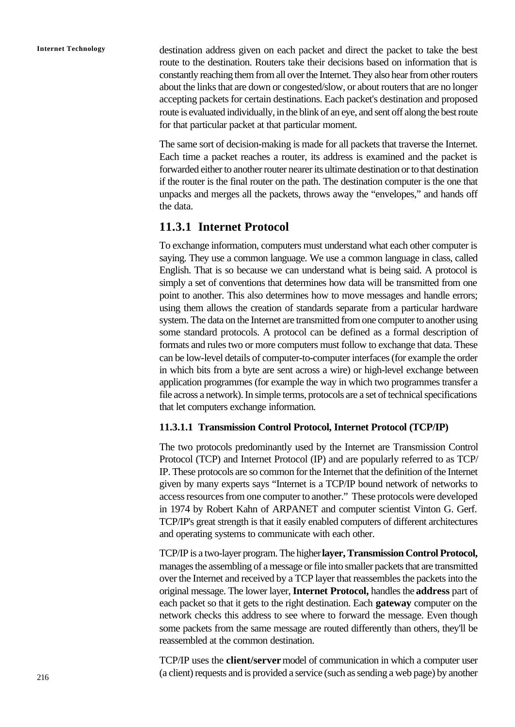destination address given on each packet and direct the packet to take the best route to the destination. Routers take their decisions based on information that is constantly reaching them from all over the Internet. They also hear from other routers about the links that are down or congested/slow, or about routers that are no longer accepting packets for certain destinations. Each packet's destination and proposed route is evaluated individually, in the blink of an eye, and sent off along the best route for that particular packet at that particular moment.

The same sort of decision-making is made for all packets that traverse the Internet. Each time a packet reaches a router, its address is examined and the packet is forwarded either to another router nearer its ultimate destination or to that destination if the router is the final router on the path. The destination computer is the one that unpacks and merges all the packets, throws away the "envelopes," and hands off the data.

## 11.3.1 Internet Protocol

To exchange information, computers must understand what each other computer is saying. They use a common language. We use a common language in class, called English. That is so because we can understand what is being said. A protocol is simply a set of conventions that determines how data will be transmitted from one point to another. This also determines how to move messages and handle errors; using them allows the creation of standards separate from a particular hardware system. The data on the Internet are transmitted from one computer to another using some standard protocols. A protocol can be defined as a formal description of formats and rules two or more computers must follow to exchange that data. These can be low-level details of computer-to-computer interfaces (for example the order in which bits from a byte are sent across a wire) or high-level exchange between application programmes (for example the way in which two programmes transfer a file across a network). In simple terms, protocols are a set of technical specifications that let computers exchange information.

### 11.3.1.1 Transmission Control Protocol, Internet Protocol (TCP/IP)

The two protocols predominantly used by the Internet are Transmission Control Protocol (TCP) and Internet Protocol (IP) and are popularly referred to as TCP/IP. These protocols are so common for the Internet that the definition of the Internet given by many experts says "Internet is a TCP/IP bound network of networks to access resources from one computer to another." These protocols were developed in 1974 by Robert Kahn of ARPANET and computer scientist Vinton G. Gerf. TCP/IP's great strength is that it easily enabled computers of different architectures and operating systems to communicate with each other.

TCP/IP is a two-layer program. The higher **layer, Transmission Control Protocol,** manages the assembling of a message or file into smaller packets that are transmitted over the Internet and received by a TCP layer that reassembles the packets into the original message. The lower layer, **Internet Protocol,** handles the **address** part of each packet so that it gets to the right destination. Each **gateway** computer on the network checks this address to see where to forward the message. Even though some packets from the same message are routed differently than others, they'll be reassembled at the common destination.

TCP/IP uses the **client/server** model of communication in which a computer user (a client) requests and is provided a service (such as sending a web page) by another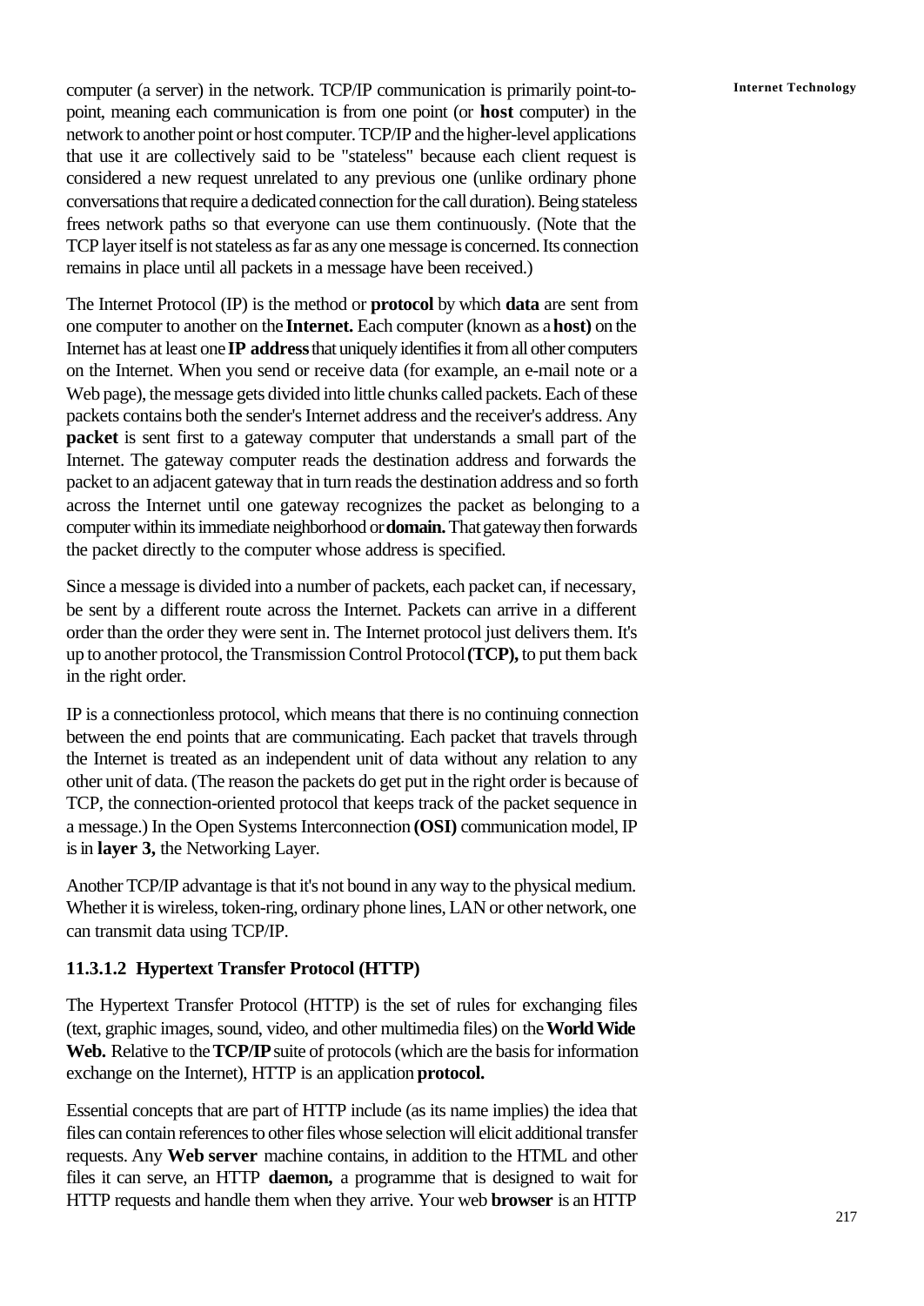computer (a server) in the network. TCP/IP communication is primarily point-to-point, meaning each communication is from one point (or **host** computer) in the network to another point or host computer. TCP/IP and the higher-level applications that use it are collectively said to be "stateless" because each client request is considered a new request unrelated to any previous one (unlike ordinary phone conversations that require a dedicated connection for the call duration). Being stateless frees network paths so that everyone can use them continuously. (Note that the TCP layer itself is not stateless as far as any one message is concerned. Its connection remains in place until all packets in a message have been received.)

The Internet Protocol (IP) is the method or **protocol** by which **data** are sent from one computer to another on the **Internet.** Each computer (known as a **host)** on the Internet has at least one **IP address** that uniquely identifies it from all other computers on the Internet. When you send or receive data (for example, an e-mail note or a Web page), the message gets divided into little chunks called packets. Each of these packets contains both the sender's Internet address and the receiver's address. Any **packet** is sent first to a gateway computer that understands a small part of the Internet. The gateway computer reads the destination address and forwards the packet to an adjacent gateway that in turn reads the destination address and so forth across the Internet until one gateway recognizes the packet as belonging to a computer within its immediate neighborhood or **domain.** That gateway then forwards the packet directly to the computer whose address is specified.

Since a message is divided into a number of packets, each packet can, if necessary, be sent by a different route across the Internet. Packets can arrive in a different order than the order they were sent in. The Internet protocol just delivers them. It's up to another protocol, the Transmission Control Protocol **(TCP),** to put them back in the right order.

IP is a connectionless protocol, which means that there is no continuing connection between the end points that are communicating. Each packet that travels through the Internet is treated as an independent unit of data without any relation to any other unit of data. (The reason the packets do get put in the right order is because of TCP, the connection-oriented protocol that keeps track of the packet sequence in a message.) In the Open Systems Interconnection **(OSI)** communication model, IP is in **layer 3,** the Networking Layer.

Another TCP/IP advantage is that it's not bound in any way to the physical medium. Whether it is wireless, token-ring, ordinary phone lines, LAN or other network, one can transmit data using TCP/IP.

#### 11.3.1.2 Hypertext Transfer Protocol (HTTP)

The Hypertext Transfer Protocol (HTTP) is the set of rules for exchanging files (text, graphic images, sound, video, and other multimedia files) on the **World Wide Web.** Relative to the **TCP/IP** suite of protocols (which are the basis for information exchange on the Internet), HTTP is an application **protocol.**

Essential concepts that are part of HTTP include (as its name implies) the idea that files can contain references to other files whose selection will elicit additional transfer requests. Any **Web server** machine contains, in addition to the HTML and other files it can serve, an HTTP **daemon,** a programme that is designed to wait for HTTP requests and handle them when they arrive. Your web **browser** is an HTTP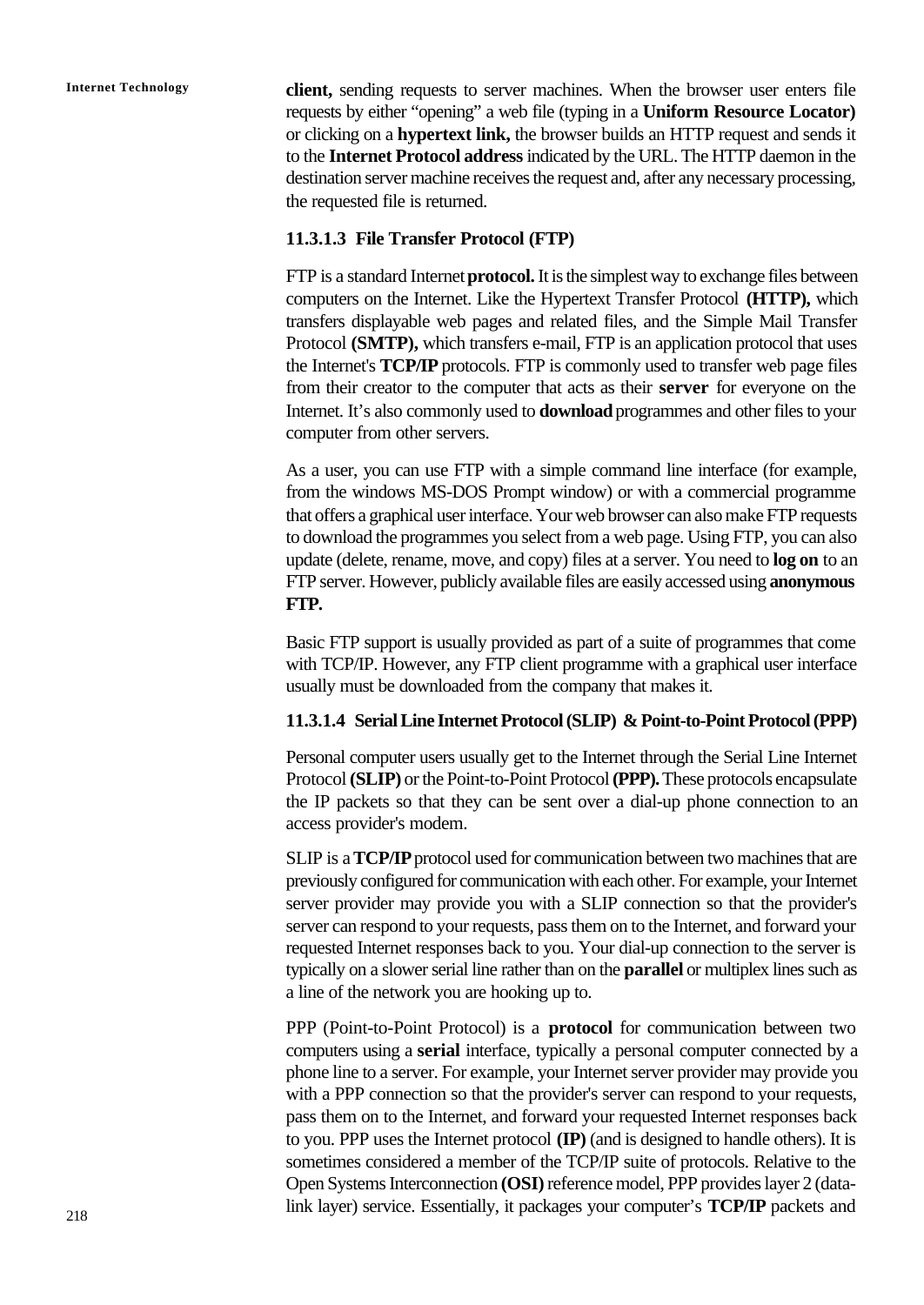**client,** sending requests to server machines. When the browser user enters file requests by either "opening" a web file (typing in a **Uniform Resource Locator)** or clicking on a **hypertext link,** the browser builds an HTTP request and sends it to the **Internet Protocol address** indicated by the URL. The HTTP daemon in the destination server machine receives the request and, after any necessary processing, the requested file is returned.

#### 11.3.1.3 File Transfer Protocol (FTP)

FTP is a standard Internet **protocol.** It is the simplest way to exchange files between computers on the Internet. Like the Hypertext Transfer Protocol **(HTTP),** which transfers displayable web pages and related files, and the Simple Mail Transfer Protocol **(SMTP),** which transfers e-mail, FTP is an application protocol that uses the Internet's **TCP/IP** protocols. FTP is commonly used to transfer web page files from their creator to the computer that acts as their **server** for everyone on the Internet. It's also commonly used to **download** programmes and other files to your computer from other servers.

As a user, you can use FTP with a simple command line interface (for example, from the windows MS-DOS Prompt window) or with a commercial programme that offers a graphical user interface. Your web browser can also make FTP requests to download the programmes you select from a web page. Using FTP, you can also update (delete, rename, move, and copy) files at a server. You need to **log on** to an FTP server. However, publicly available files are easily accessed using **anonymous FTP.**

Basic FTP support is usually provided as part of a suite of programmes that come with TCP/IP. However, any FTP client programme with a graphical user interface usually must be downloaded from the company that makes it.

#### 11.3.1.4 Serial Line Internet Protocol (SLIP) & Point-to-Point Protocol (PPP)

Personal computer users usually get to the Internet through the Serial Line Internet Protocol **(SLIP)** or the Point-to-Point Protocol **(PPP).** These protocols encapsulate the IP packets so that they can be sent over a dial-up phone connection to an access provider's modem.

SLIP is a **TCP/IP** protocol used for communication between two machines that are previously configured for communication with each other. For example, your Internet server provider may provide you with a SLIP connection so that the provider's server can respond to your requests, pass them on to the Internet, and forward your requested Internet responses back to you. Your dial-up connection to the server is typically on a slower serial line rather than on the **parallel** or multiplex lines such as a line of the network you are hooking up to.

PPP (Point-to-Point Protocol) is a **protocol** for communication between two computers using a **serial** interface, typically a personal computer connected by a phone line to a server. For example, your Internet server provider may provide you with a PPP connection so that the provider's server can respond to your requests, pass them on to the Internet, and forward your requested Internet responses back to you. PPP uses the Internet protocol **(IP)** (and is designed to handle others). It is sometimes considered a member of the TCP/IP suite of protocols. Relative to the Open Systems Interconnection **(OSI)** reference model, PPP provides layer 2 (data-link layer) service. Essentially, it packages your computer's **TCP/IP** packets and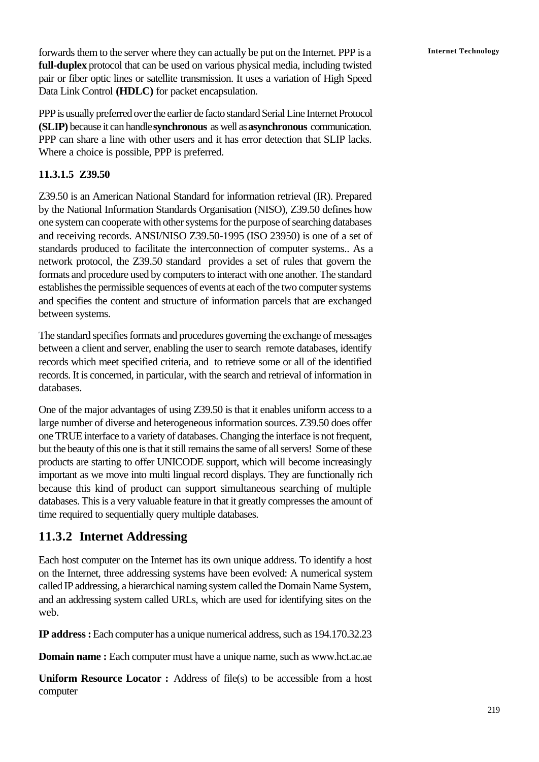forwards them to the server where they can actually be put on the Internet. PPP is a **full-duplex** protocol that can be used on various physical media, including twisted pair or fiber optic lines or satellite transmission. It uses a variation of High Speed Data Link Control **(HDLC)** for packet encapsulation.

PPP is usually preferred over the earlier de facto standard Serial Line Internet Protocol **(SLIP)** because it can handle **synchronous** as well as **asynchronous** communication. PPP can share a line with other users and it has error detection that SLIP lacks. Where a choice is possible, PPP is preferred.

#### 11.3.1.5 Z39.50

Z39.50 is an American National Standard for information retrieval (IR). Prepared by the National Information Standards Organisation (NISO), Z39.50 defines how one system can cooperate with other systems for the purpose of searching databases and receiving records. ANSI/NISO Z39.50-1995 (ISO 23950) is one of a set of standards produced to facilitate the interconnection of computer systems.. As a network protocol, the Z39.50 standard provides a set of rules that govern the formats and procedure used by computers to interact with one another. The standard establishes the permissible sequences of events at each of the two computer systems and specifies the content and structure of information parcels that are exchanged between systems.

The standard specifies formats and procedures governing the exchange of messages between a client and server, enabling the user to search remote databases, identify records which meet specified criteria, and to retrieve some or all of the identified records. It is concerned, in particular, with the search and retrieval of information in databases.

One of the major advantages of using Z39.50 is that it enables uniform access to a large number of diverse and heterogeneous information sources. Z39.50 does offer one TRUE interface to a variety of databases. Changing the interface is not frequent, but the beauty of this one is that it still remains the same of all servers! Some of these products are starting to offer UNICODE support, which will become increasingly important as we move into multi lingual record displays. They are functionally rich because this kind of product can support simultaneous searching of multiple databases. This is a very valuable feature in that it greatly compresses the amount of time required to sequentially query multiple databases.

## 11.3.2 Internet Addressing

Each host computer on the Internet has its own unique address. To identify a host on the Internet, three addressing systems have been evolved: A numerical system called IP addressing, a hierarchical naming system called the Domain Name System, and an addressing system called URLs, which are used for identifying sites on the web.

**IP address :** Each computer has a unique numerical address, such as 194.170.32.23

**Domain name :** Each computer must have a unique name, such as www.hct.ac.ae

**Uniform Resource Locator :** Address of file(s) to be accessible from a host computer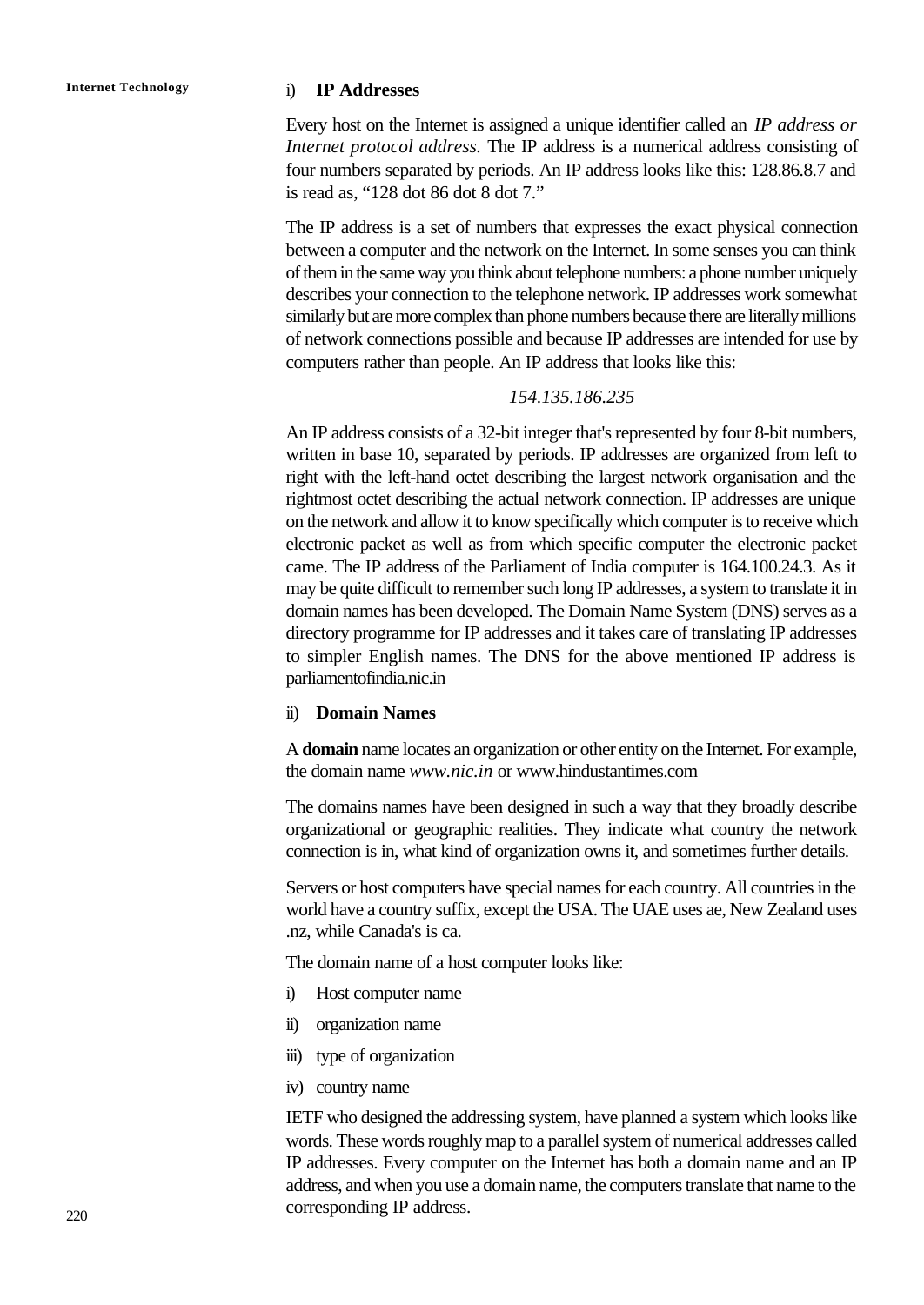### i) IP Addresses

Every host on the Internet is assigned a unique identifier called an *IP address or Internet protocol address.* The IP address is a numerical address consisting of four numbers separated by periods. An IP address looks like this: 128.86.8.7 and is read as, "128 dot 86 dot 8 dot 7."

The IP address is a set of numbers that expresses the exact physical connection between a computer and the network on the Internet. In some senses you can think of them in the same way you think about telephone numbers: a phone number uniquely describes your connection to the telephone network. IP addresses work somewhat similarly but are more complex than phone numbers because there are literally millions of network connections possible and because IP addresses are intended for use by computers rather than people. An IP address that looks like this:

*154.135.186.235*

An IP address consists of a 32-bit integer that's represented by four 8-bit numbers, written in base 10, separated by periods. IP addresses are organized from left to right with the left-hand octet describing the largest network organisation and the rightmost octet describing the actual network connection. IP addresses are unique on the network and allow it to know specifically which computer is to receive which electronic packet as well as from which specific computer the electronic packet came. The IP address of the Parliament of India computer is 164.100.24.3. As it may be quite difficult to remember such long IP addresses, a system to translate it in domain names has been developed. The Domain Name System (DNS) serves as a directory programme for IP addresses and it takes care of translating IP addresses to simpler English names. The DNS for the above mentioned IP address is parliamentofindia.nic.in

### ii) Domain Names

A **domain** name locates an organization or other entity on the Internet. For example, the domain name *www.nic.in* or www.hindustantimes.com

The domains names have been designed in such a way that they broadly describe organizational or geographic realities. They indicate what country the network connection is in, what kind of organization owns it, and sometimes further details.

Servers or host computers have special names for each country. All countries in the world have a country suffix, except the USA. The UAE uses ae, New Zealand uses .nz, while Canada's is ca.

The domain name of a host computer looks like:

i) Host computer name

ii) organization name

iii) type of organization

iv) country name

IETF who designed the addressing system, have planned a system which looks like words. These words roughly map to a parallel system of numerical addresses called IP addresses. Every computer on the Internet has both a domain name and an IP address, and when you use a domain name, the computers translate that name to the corresponding IP address.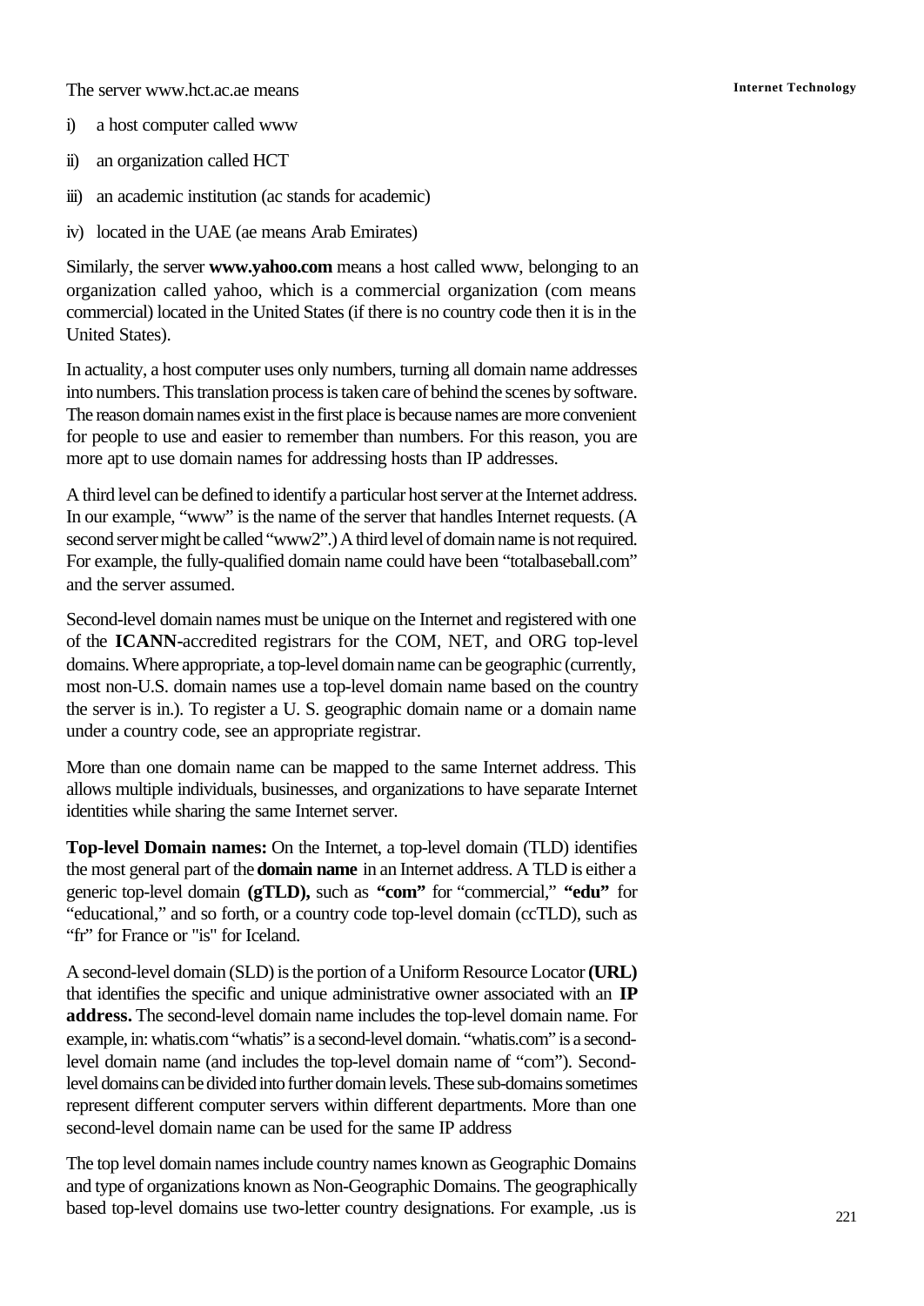The server www.hct.ac.ae means

i) a host computer called www

ii) an organization called HCT

iii) an academic institution (ac stands for academic)

iv) located in the UAE (ae means Arab Emirates)

Similarly, the server **www.yahoo.com** means a host called www, belonging to an organization called yahoo, which is a commercial organization (com means commercial) located in the United States (if there is no country code then it is in the United States).

In actuality, a host computer uses only numbers, turning all domain name addresses into numbers. This translation process is taken care of behind the scenes by software. The reason domain names exist in the first place is because names are more convenient for people to use and easier to remember than numbers. For this reason, you are more apt to use domain names for addressing hosts than IP addresses.

A third level can be defined to identify a particular host server at the Internet address. In our example, "www" is the name of the server that handles Internet requests. (A second server might be called "www2".) A third level of domain name is not required. For example, the fully-qualified domain name could have been "totalbaseball.com" and the server assumed.

Second-level domain names must be unique on the Internet and registered with one of the **ICANN**-accredited registrars for the COM, NET, and ORG top-level domains. Where appropriate, a top-level domain name can be geographic (currently, most non-U.S. domain names use a top-level domain name based on the country the server is in.). To register a U. S. geographic domain name or a domain name under a country code, see an appropriate registrar.

More than one domain name can be mapped to the same Internet address. This allows multiple individuals, businesses, and organizations to have separate Internet identities while sharing the same Internet server.

**Top-level Domain names:** On the Internet, a top-level domain (TLD) identifies the most general part of the **domain name** in an Internet address. A TLD is either a generic top-level domain **(gTLD),** such as **"com"** for "commercial," **"edu"** for "educational," and so forth, or a country code top-level domain (ccTLD), such as "fr" for France or "is" for Iceland.

A second-level domain (SLD) is the portion of a Uniform Resource Locator **(URL)** that identifies the specific and unique administrative owner associated with an **IP address.** The second-level domain name includes the top-level domain name. For example, in: whatis.com "whatis" is a second-level domain. "whatis.com" is a second-level domain name (and includes the top-level domain name of "com"). Second-level domains can be divided into further domain levels. These sub-domains sometimes represent different computer servers within different departments. More than one second-level domain name can be used for the same IP address

The top level domain names include country names known as Geographic Domains and type of organizations known as Non-Geographic Domains. The geographically based top-level domains use two-letter country designations. For example, .us is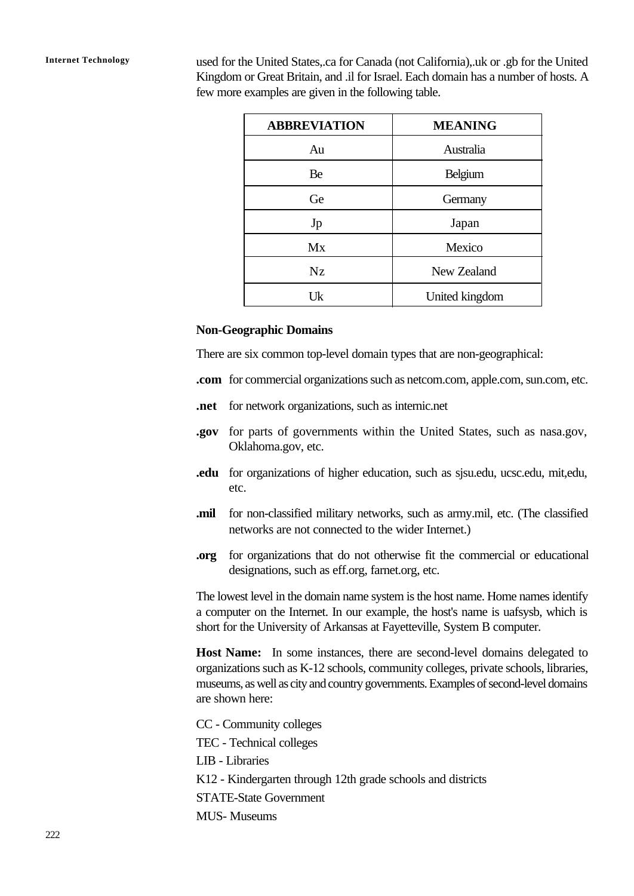used for the United States,.ca for Canada (not California),.uk or .gb for the United Kingdom or Great Britain, and .il for Israel. Each domain has a number of hosts. A few more examples are given in the following table.

| ABBREVIATION | MEANING |
|---|---|
| Au | Australia |
| Be | Belgium |
| Ge | Germany |
| Jp | Japan |
| Mx | Mexico |
| Nz | New Zealand |
| Uk | United kingdom |

**Non-Geographic Domains**

There are six common top-level domain types that are non-geographical:

**.com** for commercial organizations such as netcom.com, apple.com, sun.com, etc.

**.net** for network organizations, such as internic.net

**.gov** for parts of governments within the United States, such as nasa.gov, Oklahoma.gov, etc.

**.edu** for organizations of higher education, such as sjsu.edu, ucsc.edu, mit,edu, etc.

**.mil** for non-classified military networks, such as army.mil, etc. (The classified networks are not connected to the wider Internet.)

**.org** for organizations that do not otherwise fit the commercial or educational designations, such as eff.org, farnet.org, etc.

The lowest level in the domain name system is the host name. Home names identify a computer on the Internet. In our example, the host's name is uafsysb, which is short for the University of Arkansas at Fayetteville, System B computer.

**Host Name:** In some instances, there are second-level domains delegated to organizations such as K-12 schools, community colleges, private schools, libraries, museums, as well as city and country governments. Examples of second-level domains are shown here:

CC - Community colleges

TEC - Technical colleges

LIB - Libraries

K12 - Kindergarten through 12th grade schools and districts

STATE-State Government

MUS- Museums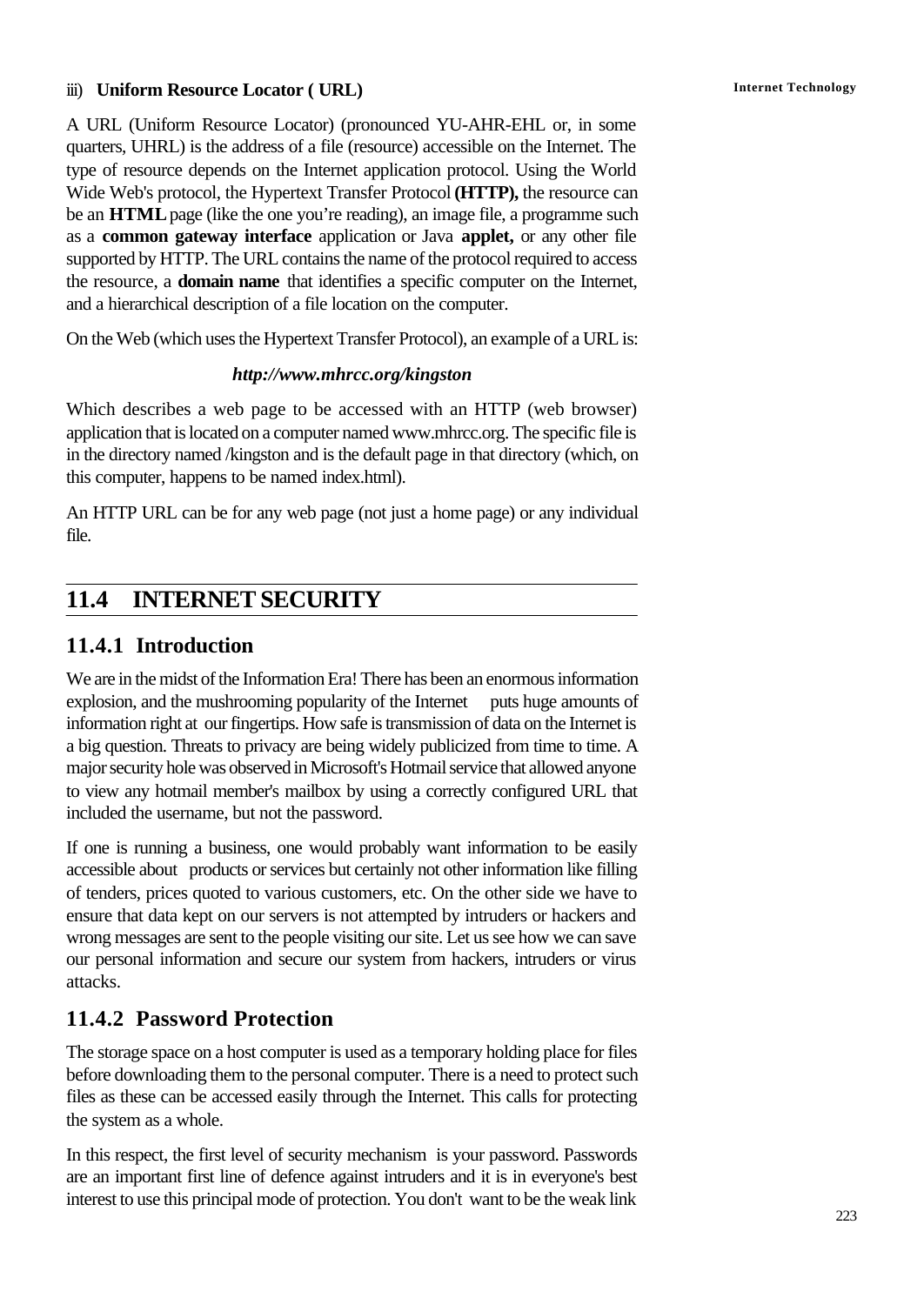iii) **Uniform Resource Locator ( URL)**

A URL (Uniform Resource Locator) (pronounced YU-AHR-EHL or, in some quarters, UHRL) is the address of a file (resource) accessible on the Internet. The type of resource depends on the Internet application protocol. Using the World Wide Web's protocol, the Hypertext Transfer Protocol **(HTTP),** the resource can be an **HTML** page (like the one you're reading), an image file, a programme such as a **common gateway interface** application or Java **applet,** or any other file supported by HTTP. The URL contains the name of the protocol required to access the resource, a **domain name** that identifies a specific computer on the Internet, and a hierarchical description of a file location on the computer.

On the Web (which uses the Hypertext Transfer Protocol), an example of a URL is:

***http://www.mhrcc.org/kingston***

Which describes a web page to be accessed with an HTTP (web browser) application that is located on a computer named www.mhrcc.org. The specific file is in the directory named /kingston and is the default page in that directory (which, on this computer, happens to be named index.html).

An HTTP URL can be for any web page (not just a home page) or any individual file.

## 11.4 INTERNET SECURITY

### 11.4.1 Introduction

We are in the midst of the Information Era! There has been an enormous information explosion, and the mushrooming popularity of the Internet puts huge amounts of information right at our fingertips. How safe is transmission of data on the Internet is a big question. Threats to privacy are being widely publicized from time to time. A major security hole was observed in Microsoft's Hotmail service that allowed anyone to view any hotmail member's mailbox by using a correctly configured URL that included the username, but not the password.

If one is running a business, one would probably want information to be easily accessible about products or services but certainly not other information like filling of tenders, prices quoted to various customers, etc. On the other side we have to ensure that data kept on our servers is not attempted by intruders or hackers and wrong messages are sent to the people visiting our site. Let us see how we can save our personal information and secure our system from hackers, intruders or virus attacks.

### 11.4.2 Password Protection

The storage space on a host computer is used as a temporary holding place for files before downloading them to the personal computer. There is a need to protect such files as these can be accessed easily through the Internet. This calls for protecting the system as a whole.

In this respect, the first level of security mechanism is your password. Passwords are an important first line of defence against intruders and it is in everyone's best interest to use this principal mode of protection. You don't want to be the weak link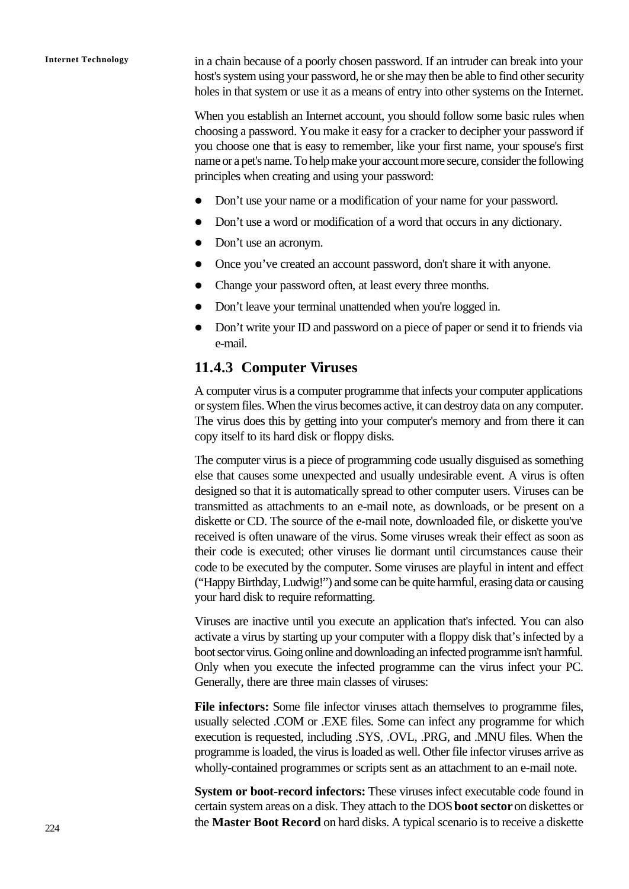in a chain because of a poorly chosen password. If an intruder can break into your host's system using your password, he or she may then be able to find other security holes in that system or use it as a means of entry into other systems on the Internet.

When you establish an Internet account, you should follow some basic rules when choosing a password. You make it easy for a cracker to decipher your password if you choose one that is easy to remember, like your first name, your spouse's first name or a pet's name. To help make your account more secure, consider the following principles when creating and using your password:

- Don't use your name or a modification of your name for your password.
- Don't use a word or modification of a word that occurs in any dictionary.
- Don't use an acronym.
- Once you've created an account password, don't share it with anyone.
- Change your password often, at least every three months.
- Don't leave your terminal unattended when you're logged in.
- Don't write your ID and password on a piece of paper or send it to friends via e-mail.

### 11.4.3 Computer Viruses

A computer virus is a computer programme that infects your computer applications or system files. When the virus becomes active, it can destroy data on any computer. The virus does this by getting into your computer's memory and from there it can copy itself to its hard disk or floppy disks.

The computer virus is a piece of programming code usually disguised as something else that causes some unexpected and usually undesirable event. A virus is often designed so that it is automatically spread to other computer users. Viruses can be transmitted as attachments to an e-mail note, as downloads, or be present on a diskette or CD. The source of the e-mail note, downloaded file, or diskette you've received is often unaware of the virus. Some viruses wreak their effect as soon as their code is executed; other viruses lie dormant until circumstances cause their code to be executed by the computer. Some viruses are playful in intent and effect ("Happy Birthday, Ludwig!") and some can be quite harmful, erasing data or causing your hard disk to require reformatting.

Viruses are inactive until you execute an application that's infected. You can also activate a virus by starting up your computer with a floppy disk that's infected by a boot sector virus. Going online and downloading an infected programme isn't harmful. Only when you execute the infected programme can the virus infect your PC. Generally, there are three main classes of viruses:

**File infectors:** Some file infector viruses attach themselves to programme files, usually selected .COM or .EXE files. Some can infect any programme for which execution is requested, including .SYS, .OVL, .PRG, and .MNU files. When the programme is loaded, the virus is loaded as well. Other file infector viruses arrive as wholly-contained programmes or scripts sent as an attachment to an e-mail note.

**System or boot-record infectors:** These viruses infect executable code found in certain system areas on a disk. They attach to the DOS **boot sector** on diskettes or the **Master Boot Record** on hard disks. A typical scenario is to receive a diskette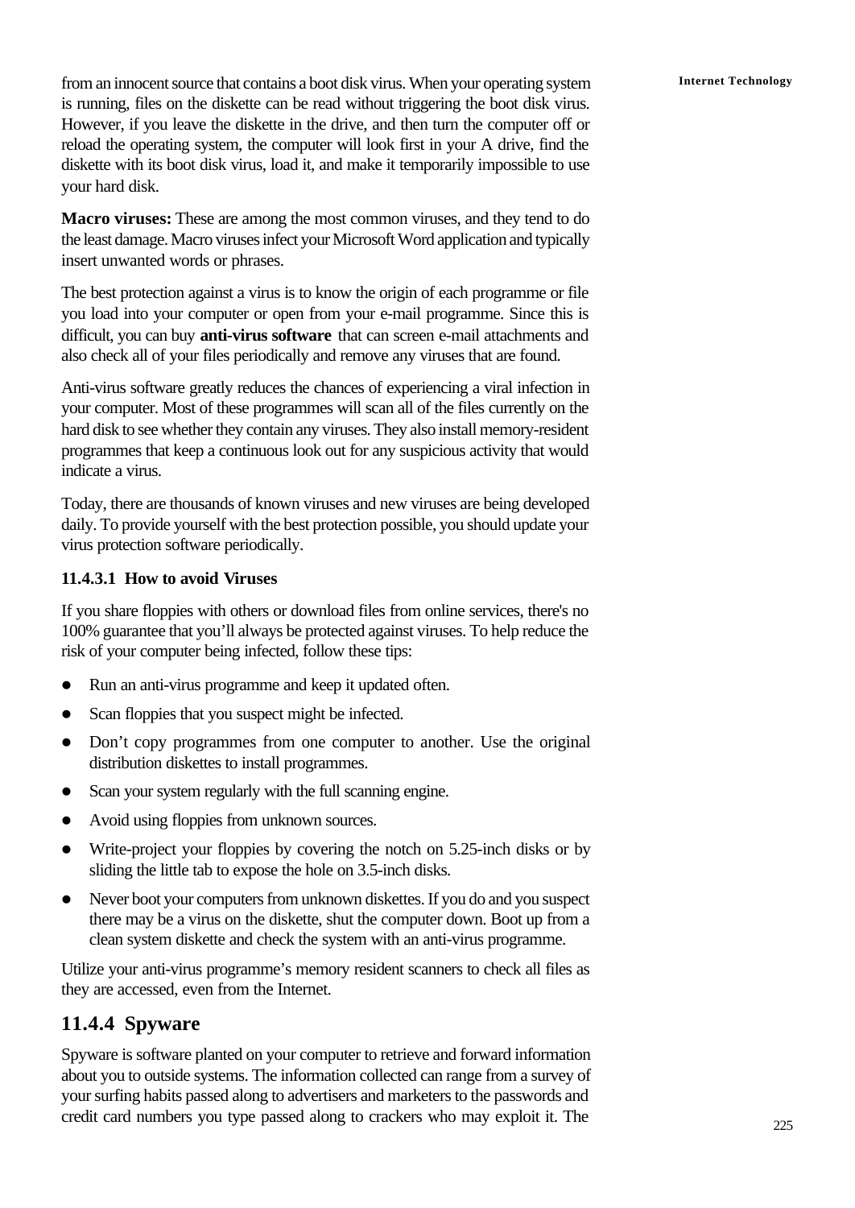from an innocent source that contains a boot disk virus. When your operating system is running, files on the diskette can be read without triggering the boot disk virus. However, if you leave the diskette in the drive, and then turn the computer off or reload the operating system, the computer will look first in your A drive, find the diskette with its boot disk virus, load it, and make it temporarily impossible to use your hard disk.

**Macro viruses:** These are among the most common viruses, and they tend to do the least damage. Macro viruses infect your Microsoft Word application and typically insert unwanted words or phrases.

The best protection against a virus is to know the origin of each programme or file you load into your computer or open from your e-mail programme. Since this is difficult, you can buy **anti-virus software** that can screen e-mail attachments and also check all of your files periodically and remove any viruses that are found.

Anti-virus software greatly reduces the chances of experiencing a viral infection in your computer. Most of these programmes will scan all of the files currently on the hard disk to see whether they contain any viruses. They also install memory-resident programmes that keep a continuous look out for any suspicious activity that would indicate a virus.

Today, there are thousands of known viruses and new viruses are being developed daily. To provide yourself with the best protection possible, you should update your virus protection software periodically.

#### 11.4.3.1 How to avoid Viruses

If you share floppies with others or download files from online services, there's no 100% guarantee that you'll always be protected against viruses. To help reduce the risk of your computer being infected, follow these tips:

- Run an anti-virus programme and keep it updated often.
- Scan floppies that you suspect might be infected.
- Don't copy programmes from one computer to another. Use the original distribution diskettes to install programmes.
- Scan your system regularly with the full scanning engine.
- Avoid using floppies from unknown sources.
- Write-project your floppies by covering the notch on 5.25-inch disks or by sliding the little tab to expose the hole on 3.5-inch disks.
- Never boot your computers from unknown diskettes. If you do and you suspect there may be a virus on the diskette, shut the computer down. Boot up from a clean system diskette and check the system with an anti-virus programme.

Utilize your anti-virus programme's memory resident scanners to check all files as they are accessed, even from the Internet.

### 11.4.4 Spyware

Spyware is software planted on your computer to retrieve and forward information about you to outside systems. The information collected can range from a survey of your surfing habits passed along to advertisers and marketers to the passwords and credit card numbers you type passed along to crackers who may exploit it. The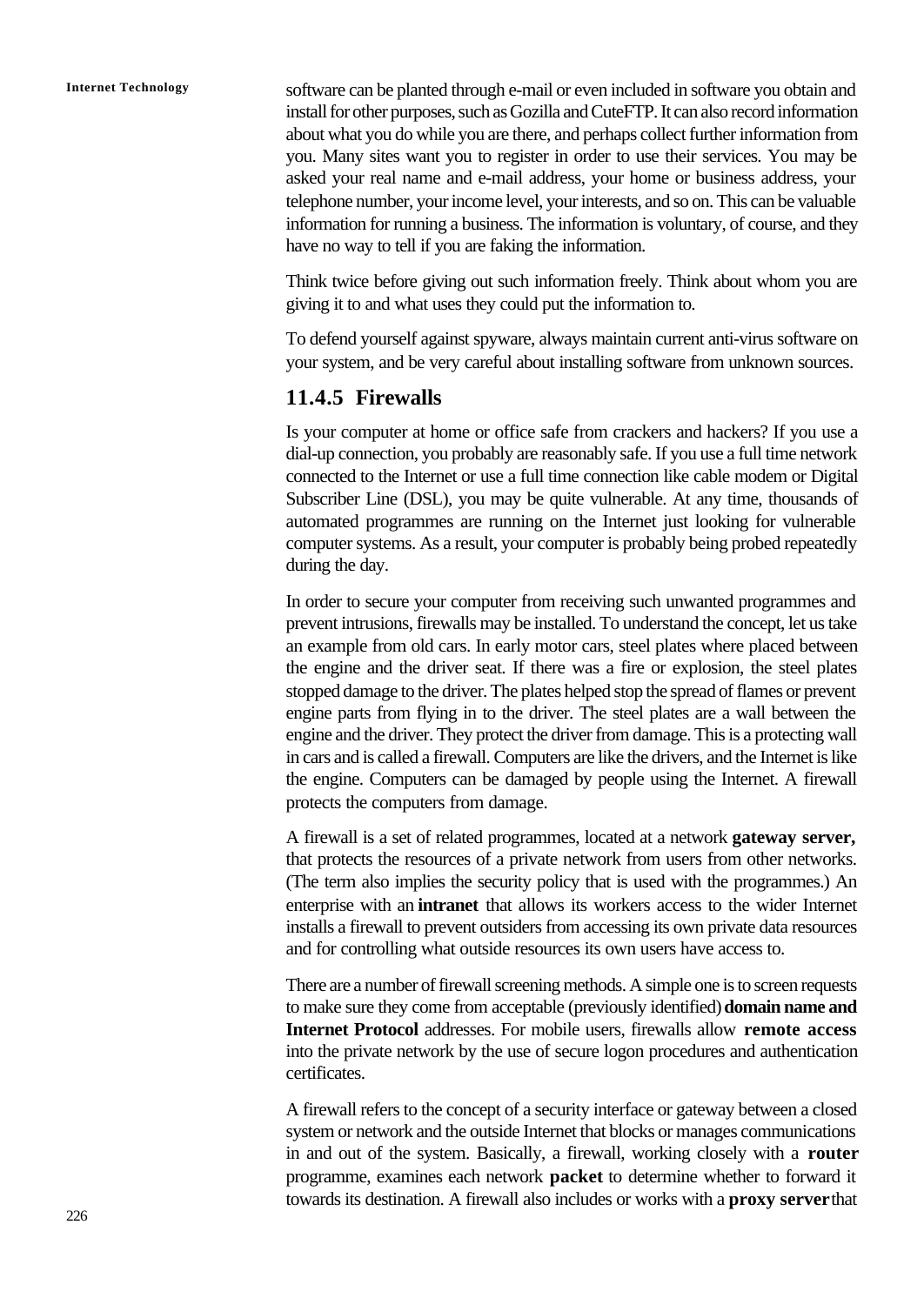software can be planted through e-mail or even included in software you obtain and install for other purposes, such as Gozilla and CuteFTP. It can also record information about what you do while you are there, and perhaps collect further information from you. Many sites want you to register in order to use their services. You may be asked your real name and e-mail address, your home or business address, your telephone number, your income level, your interests, and so on. This can be valuable information for running a business. The information is voluntary, of course, and they have no way to tell if you are faking the information.

Think twice before giving out such information freely. Think about whom you are giving it to and what uses they could put the information to.

To defend yourself against spyware, always maintain current anti-virus software on your system, and be very careful about installing software from unknown sources.

### 11.4.5 Firewalls

Is your computer at home or office safe from crackers and hackers? If you use a dial-up connection, you probably are reasonably safe. If you use a full time network connected to the Internet or use a full time connection like cable modem or Digital Subscriber Line (DSL), you may be quite vulnerable. At any time, thousands of automated programmes are running on the Internet just looking for vulnerable computer systems. As a result, your computer is probably being probed repeatedly during the day.

In order to secure your computer from receiving such unwanted programmes and prevent intrusions, firewalls may be installed. To understand the concept, let us take an example from old cars. In early motor cars, steel plates where placed between the engine and the driver seat. If there was a fire or explosion, the steel plates stopped damage to the driver. The plates helped stop the spread of flames or prevent engine parts from flying in to the driver. The steel plates are a wall between the engine and the driver. They protect the driver from damage. This is a protecting wall in cars and is called a firewall. Computers are like the drivers, and the Internet is like the engine. Computers can be damaged by people using the Internet. A firewall protects the computers from damage.

A firewall is a set of related programmes, located at a network **gateway server,** that protects the resources of a private network from users from other networks. (The term also implies the security policy that is used with the programmes.) An enterprise with an **intranet** that allows its workers access to the wider Internet installs a firewall to prevent outsiders from accessing its own private data resources and for controlling what outside resources its own users have access to.

There are a number of firewall screening methods. A simple one is to screen requests to make sure they come from acceptable (previously identified) **domain name and Internet Protocol** addresses. For mobile users, firewalls allow **remote access** into the private network by the use of secure logon procedures and authentication certificates.

A firewall refers to the concept of a security interface or gateway between a closed system or network and the outside Internet that blocks or manages communications in and out of the system. Basically, a firewall, working closely with a **router** programme, examines each network **packet** to determine whether to forward it towards its destination. A firewall also includes or works with a **proxy server** that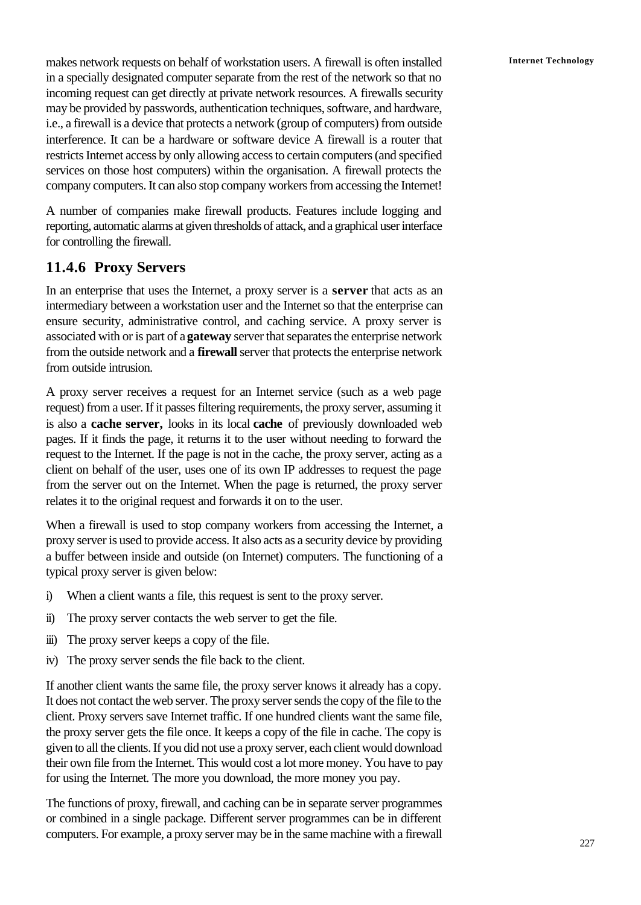makes network requests on behalf of workstation users. A firewall is often installed in a specially designated computer separate from the rest of the network so that no incoming request can get directly at private network resources. A firewalls security may be provided by passwords, authentication techniques, software, and hardware, i.e., a firewall is a device that protects a network (group of computers) from outside interference. It can be a hardware or software device A firewall is a router that restricts Internet access by only allowing access to certain computers (and specified services on those host computers) within the organisation. A firewall protects the company computers. It can also stop company workers from accessing the Internet!

A number of companies make firewall products. Features include logging and reporting, automatic alarms at given thresholds of attack, and a graphical user interface for controlling the firewall.

### 11.4.6 Proxy Servers

In an enterprise that uses the Internet, a proxy server is a **server** that acts as an intermediary between a workstation user and the Internet so that the enterprise can ensure security, administrative control, and caching service. A proxy server is associated with or is part of a **gateway** server that separates the enterprise network from the outside network and a **firewall** server that protects the enterprise network from outside intrusion.

A proxy server receives a request for an Internet service (such as a web page request) from a user. If it passes filtering requirements, the proxy server, assuming it is also a **cache server,** looks in its local **cache** of previously downloaded web pages. If it finds the page, it returns it to the user without needing to forward the request to the Internet. If the page is not in the cache, the proxy server, acting as a client on behalf of the user, uses one of its own IP addresses to request the page from the server out on the Internet. When the page is returned, the proxy server relates it to the original request and forwards it on to the user.

When a firewall is used to stop company workers from accessing the Internet, a proxy server is used to provide access. It also acts as a security device by providing a buffer between inside and outside (on Internet) computers. The functioning of a typical proxy server is given below:

i) When a client wants a file, this request is sent to the proxy server.

ii) The proxy server contacts the web server to get the file.

iii) The proxy server keeps a copy of the file.

iv) The proxy server sends the file back to the client.

If another client wants the same file, the proxy server knows it already has a copy. It does not contact the web server. The proxy server sends the copy of the file to the client. Proxy servers save Internet traffic. If one hundred clients want the same file, the proxy server gets the file once. It keeps a copy of the file in cache. The copy is given to all the clients. If you did not use a proxy server, each client would download their own file from the Internet. This would cost a lot more money. You have to pay for using the Internet. The more you download, the more money you pay.

The functions of proxy, firewall, and caching can be in separate server programmes or combined in a single package. Different server programmes can be in different computers. For example, a proxy server may be in the same machine with a firewall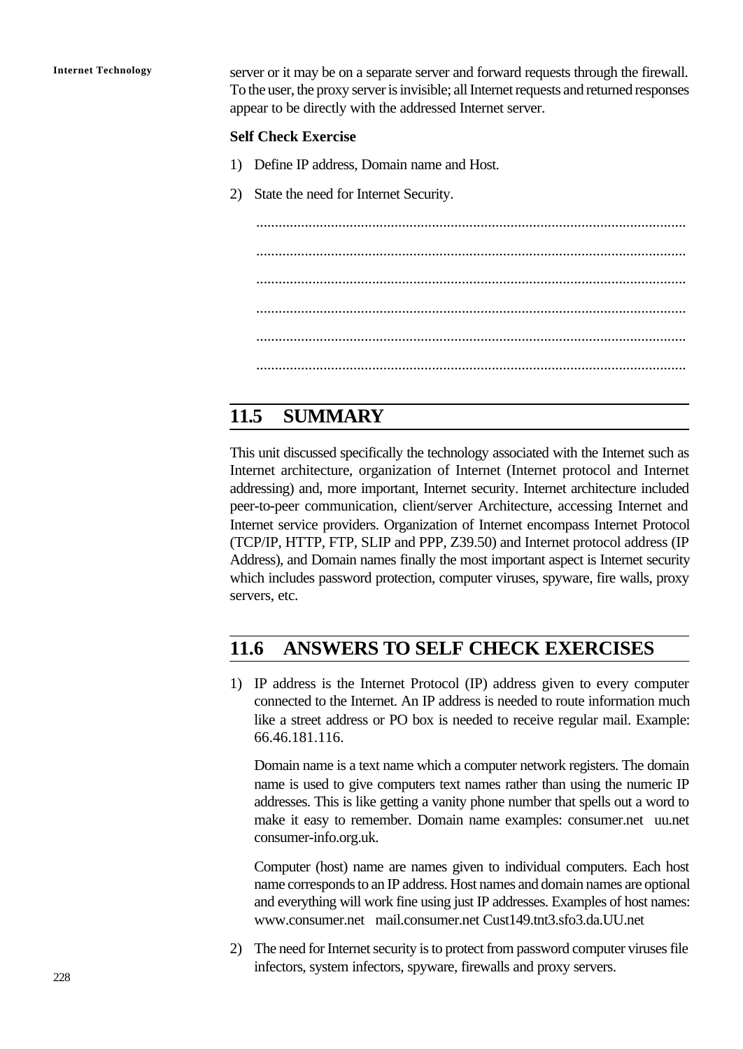server or it may be on a separate server and forward requests through the firewall. To the user, the proxy server is invisible; all Internet requests and returned responses appear to be directly with the addressed Internet server.

**Self Check Exercise**

1) Define IP address, Domain name and Host.

2) State the need for Internet Security.

.................................................................................................................

.................................................................................................................

.................................................................................................................

.................................................................................................................

.................................................................................................................

.................................................................................................................

## 11.5 SUMMARY

This unit discussed specifically the technology associated with the Internet such as Internet architecture, organization of Internet (Internet protocol and Internet addressing) and, more important, Internet security. Internet architecture included peer-to-peer communication, client/server Architecture, accessing Internet and Internet service providers. Organization of Internet encompass Internet Protocol (TCP/IP, HTTP, FTP, SLIP and PPP, Z39.50) and Internet protocol address (IP Address), and Domain names finally the most important aspect is Internet security which includes password protection, computer viruses, spyware, fire walls, proxy servers, etc.

## 11.6 ANSWERS TO SELF CHECK EXERCISES

1) IP address is the Internet Protocol (IP) address given to every computer connected to the Internet. An IP address is needed to route information much like a street address or PO box is needed to receive regular mail. Example: 66.46.181.116.

   Domain name is a text name which a computer network registers. The domain name is used to give computers text names rather than using the numeric IP addresses. This is like getting a vanity phone number that spells out a word to make it easy to remember. Domain name examples: consumer.net uu.net consumer-info.org.uk.

   Computer (host) name are names given to individual computers. Each host name corresponds to an IP address. Host names and domain names are optional and everything will work fine using just IP addresses. Examples of host names: www.consumer.net mail.consumer.net Cust149.tnt3.sfo3.da.UU.net

2) The need for Internet security is to protect from password computer viruses file infectors, system infectors, spyware, firewalls and proxy servers.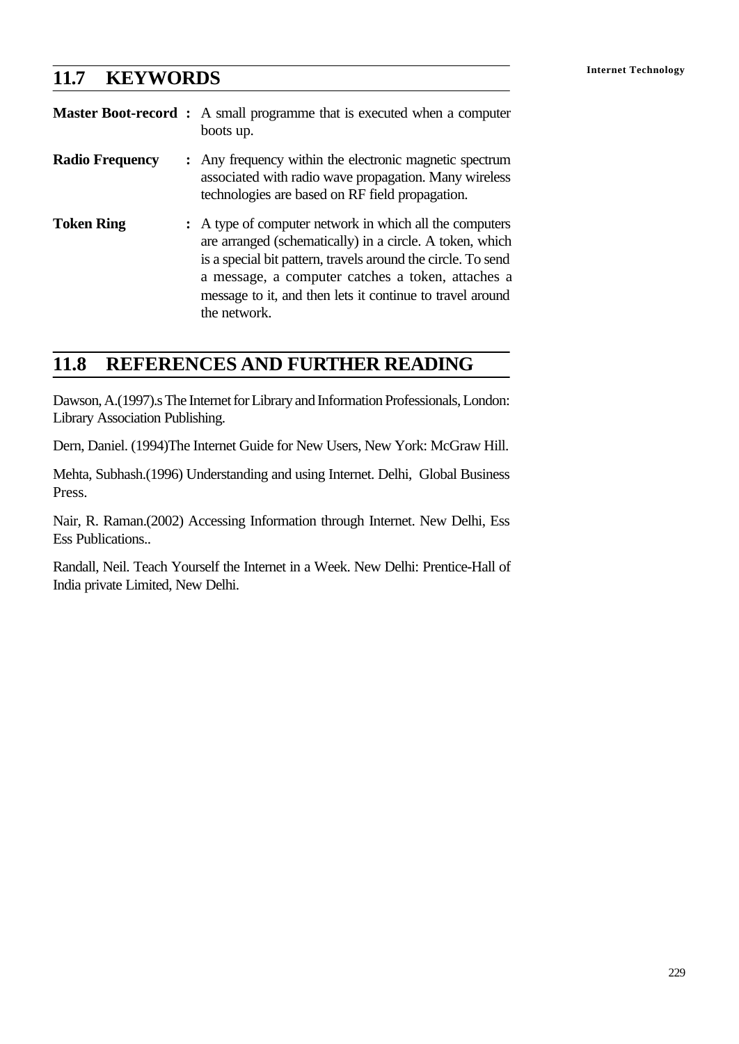## 11.7 KEYWORDS

**Master Boot-record :** A small programme that is executed when a computer boots up.

**Radio Frequency :** Any frequency within the electronic magnetic spectrum associated with radio wave propagation. Many wireless technologies are based on RF field propagation.

**Token Ring :** A type of computer network in which all the computers are arranged (schematically) in a circle. A token, which is a special bit pattern, travels around the circle. To send a message, a computer catches a token, attaches a message to it, and then lets it continue to travel around the network.

## 11.8 REFERENCES AND FURTHER READING

Dawson, A.(1997).s The Internet for Library and Information Professionals, London: Library Association Publishing.

Dern, Daniel. (1994)The Internet Guide for New Users, New York: McGraw Hill.

Mehta, Subhash.(1996) Understanding and using Internet. Delhi, Global Business Press.

Nair, R. Raman.(2002) Accessing Information through Internet. New Delhi, Ess Ess Publications..

Randall, Neil. Teach Yourself the Internet in a Week. New Delhi: Prentice-Hall of India private Limited, New Delhi.